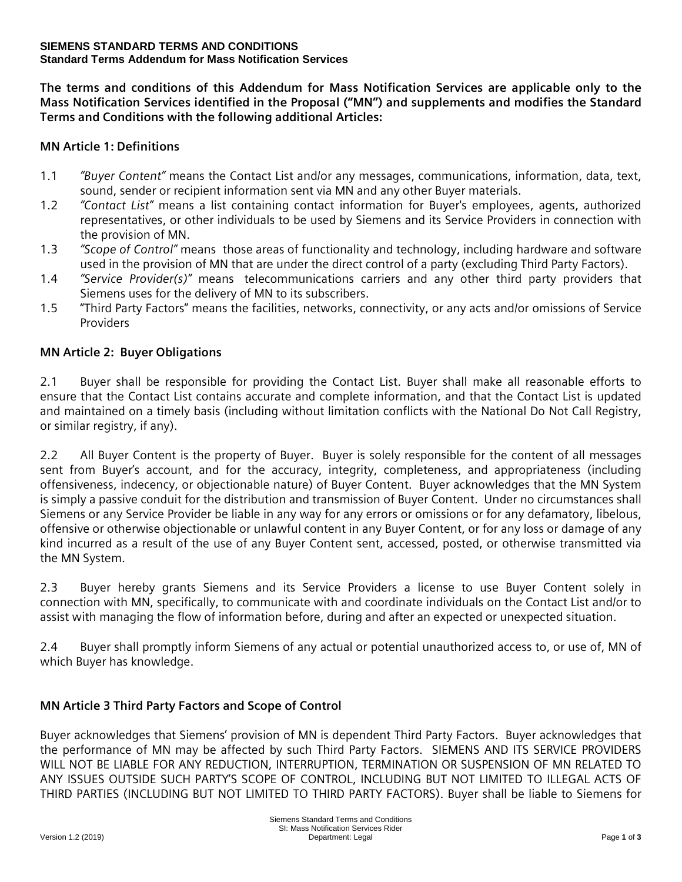**SIEMENS STANDARD TERMS AND CONDITIONS**
**Standard Terms Addendum for Mass Notification Services**

**The terms and conditions of this Addendum for Mass Notification Services are applicable only to the Mass Notification Services identified in the Proposal ("MN") and supplements and modifies the Standard Terms and Conditions with the following additional Articles:**

## MN Article 1: Definitions

1.1 *"Buyer Content"* means the Contact List and/or any messages, communications, information, data, text, sound, sender or recipient information sent via MN and any other Buyer materials.

1.2 *"Contact List"* means a list containing contact information for Buyer's employees, agents, authorized representatives, or other individuals to be used by Siemens and its Service Providers in connection with the provision of MN.

1.3 *"Scope of Control"* means those areas of functionality and technology, including hardware and software used in the provision of MN that are under the direct control of a party (excluding Third Party Factors).

1.4 *"Service Provider(s)"* means telecommunications carriers and any other third party providers that Siemens uses for the delivery of MN to its subscribers.

1.5 "Third Party Factors" means the facilities, networks, connectivity, or any acts and/or omissions of Service Providers

## MN Article 2: Buyer Obligations

2.1 Buyer shall be responsible for providing the Contact List. Buyer shall make all reasonable efforts to ensure that the Contact List contains accurate and complete information, and that the Contact List is updated and maintained on a timely basis (including without limitation conflicts with the National Do Not Call Registry, or similar registry, if any).

2.2 All Buyer Content is the property of Buyer. Buyer is solely responsible for the content of all messages sent from Buyer's account, and for the accuracy, integrity, completeness, and appropriateness (including offensiveness, indecency, or objectionable nature) of Buyer Content. Buyer acknowledges that the MN System is simply a passive conduit for the distribution and transmission of Buyer Content. Under no circumstances shall Siemens or any Service Provider be liable in any way for any errors or omissions or for any defamatory, libelous, offensive or otherwise objectionable or unlawful content in any Buyer Content, or for any loss or damage of any kind incurred as a result of the use of any Buyer Content sent, accessed, posted, or otherwise transmitted via the MN System.

2.3 Buyer hereby grants Siemens and its Service Providers a license to use Buyer Content solely in connection with MN, specifically, to communicate with and coordinate individuals on the Contact List and/or to assist with managing the flow of information before, during and after an expected or unexpected situation.

2.4 Buyer shall promptly inform Siemens of any actual or potential unauthorized access to, or use of, MN of which Buyer has knowledge.

## MN Article 3 Third Party Factors and Scope of Control

Buyer acknowledges that Siemens' provision of MN is dependent Third Party Factors. Buyer acknowledges that the performance of MN may be affected by such Third Party Factors. SIEMENS AND ITS SERVICE PROVIDERS WILL NOT BE LIABLE FOR ANY REDUCTION, INTERRUPTION, TERMINATION OR SUSPENSION OF MN RELATED TO ANY ISSUES OUTSIDE SUCH PARTY'S SCOPE OF CONTROL, INCLUDING BUT NOT LIMITED TO ILLEGAL ACTS OF THIRD PARTIES (INCLUDING BUT NOT LIMITED TO THIRD PARTY FACTORS). Buyer shall be liable to Siemens for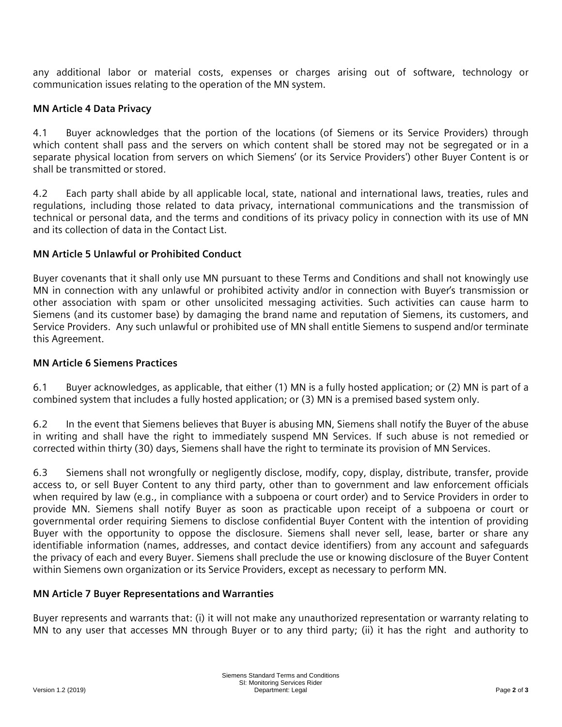any additional labor or material costs, expenses or charges arising out of software, technology or communication issues relating to the operation of the MN system.

**MN Article 4 Data Privacy**

4.1 Buyer acknowledges that the portion of the locations (of Siemens or its Service Providers) through which content shall pass and the servers on which content shall be stored may not be segregated or in a separate physical location from servers on which Siemens' (or its Service Providers') other Buyer Content is or shall be transmitted or stored.

4.2 Each party shall abide by all applicable local, state, national and international laws, treaties, rules and regulations, including those related to data privacy, international communications and the transmission of technical or personal data, and the terms and conditions of its privacy policy in connection with its use of MN and its collection of data in the Contact List.

**MN Article 5 Unlawful or Prohibited Conduct**

Buyer covenants that it shall only use MN pursuant to these Terms and Conditions and shall not knowingly use MN in connection with any unlawful or prohibited activity and/or in connection with Buyer's transmission or other association with spam or other unsolicited messaging activities. Such activities can cause harm to Siemens (and its customer base) by damaging the brand name and reputation of Siemens, its customers, and Service Providers. Any such unlawful or prohibited use of MN shall entitle Siemens to suspend and/or terminate this Agreement.

**MN Article 6 Siemens Practices**

6.1 Buyer acknowledges, as applicable, that either (1) MN is a fully hosted application; or (2) MN is part of a combined system that includes a fully hosted application; or (3) MN is a premised based system only.

6.2 In the event that Siemens believes that Buyer is abusing MN, Siemens shall notify the Buyer of the abuse in writing and shall have the right to immediately suspend MN Services. If such abuse is not remedied or corrected within thirty (30) days, Siemens shall have the right to terminate its provision of MN Services.

6.3 Siemens shall not wrongfully or negligently disclose, modify, copy, display, distribute, transfer, provide access to, or sell Buyer Content to any third party, other than to government and law enforcement officials when required by law (e.g., in compliance with a subpoena or court order) and to Service Providers in order to provide MN. Siemens shall notify Buyer as soon as practicable upon receipt of a subpoena or court or governmental order requiring Siemens to disclose confidential Buyer Content with the intention of providing Buyer with the opportunity to oppose the disclosure. Siemens shall never sell, lease, barter or share any identifiable information (names, addresses, and contact device identifiers) from any account and safeguards the privacy of each and every Buyer. Siemens shall preclude the use or knowing disclosure of the Buyer Content within Siemens own organization or its Service Providers, except as necessary to perform MN.

**MN Article 7 Buyer Representations and Warranties**

Buyer represents and warrants that: (i) it will not make any unauthorized representation or warranty relating to MN to any user that accesses MN through Buyer or to any third party; (ii) it has the right and authority to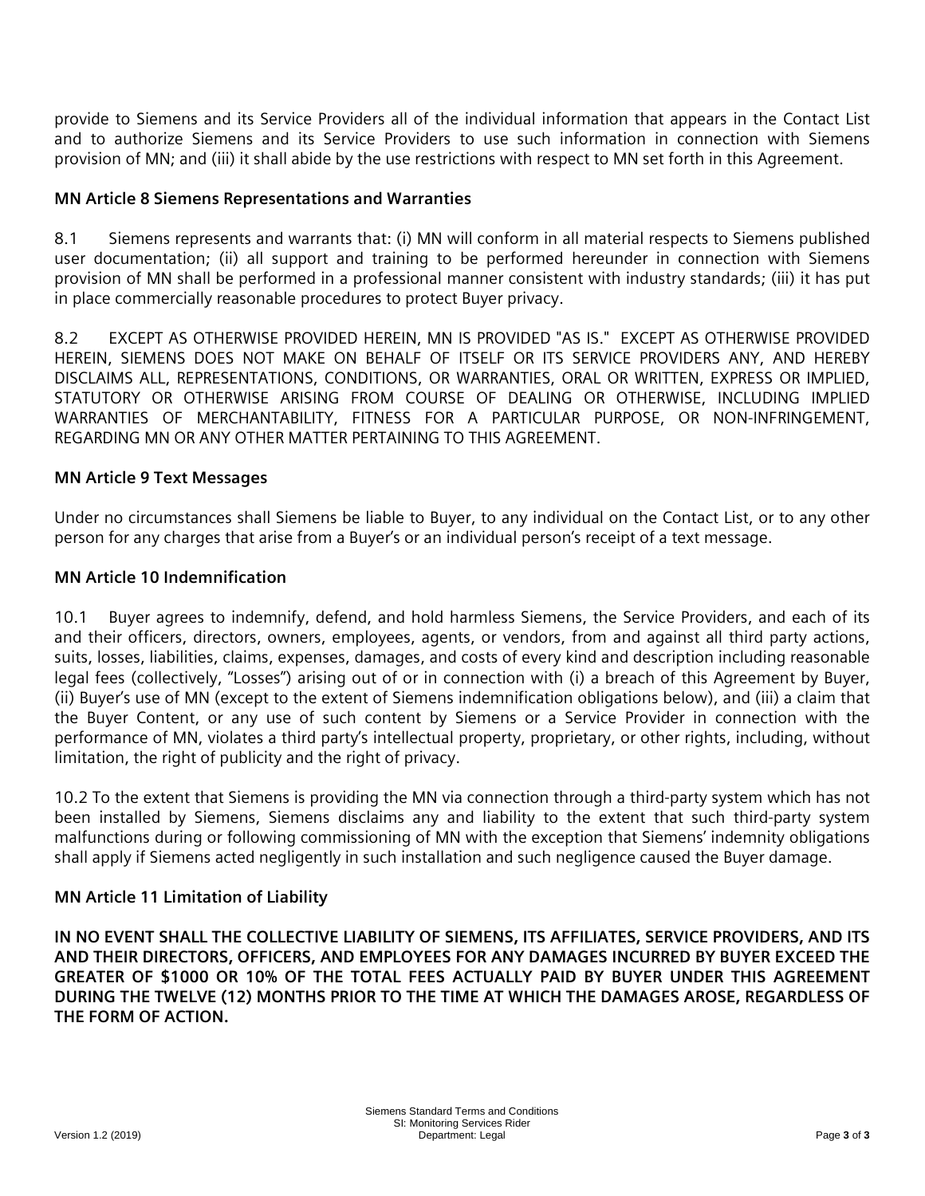provide to Siemens and its Service Providers all of the individual information that appears in the Contact List and to authorize Siemens and its Service Providers to use such information in connection with Siemens provision of MN; and (iii) it shall abide by the use restrictions with respect to MN set forth in this Agreement.

**MN Article 8 Siemens Representations and Warranties**

8.1 Siemens represents and warrants that: (i) MN will conform in all material respects to Siemens published user documentation; (ii) all support and training to be performed hereunder in connection with Siemens provision of MN shall be performed in a professional manner consistent with industry standards; (iii) it has put in place commercially reasonable procedures to protect Buyer privacy.

8.2 EXCEPT AS OTHERWISE PROVIDED HEREIN, MN IS PROVIDED "AS IS." EXCEPT AS OTHERWISE PROVIDED HEREIN, SIEMENS DOES NOT MAKE ON BEHALF OF ITSELF OR ITS SERVICE PROVIDERS ANY, AND HEREBY DISCLAIMS ALL, REPRESENTATIONS, CONDITIONS, OR WARRANTIES, ORAL OR WRITTEN, EXPRESS OR IMPLIED, STATUTORY OR OTHERWISE ARISING FROM COURSE OF DEALING OR OTHERWISE, INCLUDING IMPLIED WARRANTIES OF MERCHANTABILITY, FITNESS FOR A PARTICULAR PURPOSE, OR NON-INFRINGEMENT, REGARDING MN OR ANY OTHER MATTER PERTAINING TO THIS AGREEMENT.

**MN Article 9 Text Messages**

Under no circumstances shall Siemens be liable to Buyer, to any individual on the Contact List, or to any other person for any charges that arise from a Buyer's or an individual person's receipt of a text message.

**MN Article 10 Indemnification**

10.1 Buyer agrees to indemnify, defend, and hold harmless Siemens, the Service Providers, and each of its and their officers, directors, owners, employees, agents, or vendors, from and against all third party actions, suits, losses, liabilities, claims, expenses, damages, and costs of every kind and description including reasonable legal fees (collectively, "Losses") arising out of or in connection with (i) a breach of this Agreement by Buyer, (ii) Buyer's use of MN (except to the extent of Siemens indemnification obligations below), and (iii) a claim that the Buyer Content, or any use of such content by Siemens or a Service Provider in connection with the performance of MN, violates a third party's intellectual property, proprietary, or other rights, including, without limitation, the right of publicity and the right of privacy.

10.2 To the extent that Siemens is providing the MN via connection through a third-party system which has not been installed by Siemens, Siemens disclaims any and liability to the extent that such third-party system malfunctions during or following commissioning of MN with the exception that Siemens' indemnity obligations shall apply if Siemens acted negligently in such installation and such negligence caused the Buyer damage.

**MN Article 11 Limitation of Liability**

**IN NO EVENT SHALL THE COLLECTIVE LIABILITY OF SIEMENS, ITS AFFILIATES, SERVICE PROVIDERS, AND ITS AND THEIR DIRECTORS, OFFICERS, AND EMPLOYEES FOR ANY DAMAGES INCURRED BY BUYER EXCEED THE GREATER OF $1000 OR 10% OF THE TOTAL FEES ACTUALLY PAID BY BUYER UNDER THIS AGREEMENT DURING THE TWELVE (12) MONTHS PRIOR TO THE TIME AT WHICH THE DAMAGES AROSE, REGARDLESS OF THE FORM OF ACTION.**